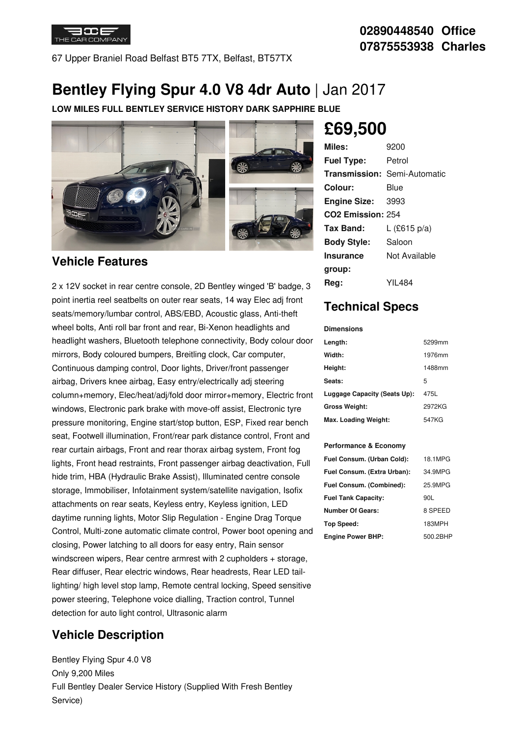THE CAR COMPANY

67 Upper Braniel Road Belfast BT5 7TX, Belfast, BT57TX

**02890448540 Office**
**07875553938 Charles**

# **Bentley Flying Spur 4.0 V8 4dr Auto** | Jan 2017

**LOW MILES FULL BENTLEY SERVICE HISTORY DARK SAPPHIRE BLUE**

## £69,500

| | |
|---|---|
| **Miles:** | 9200 |
| **Fuel Type:** | Petrol |
| **Transmission:** | Semi-Automatic |
| **Colour:** | Blue |
| **Engine Size:** | 3993 |
| **CO2 Emission:** | 254 |
| **Tax Band:** | L (£615 p/a) |
| **Body Style:** | Saloon |
| **Insurance group:** | Not Available |
| **Reg:** | YIL484 |

## Technical Specs

**Dimensions**

| | |
|---|---|
| **Length:** | 5299mm |
| **Width:** | 1976mm |
| **Height:** | 1488mm |
| **Seats:** | 5 |
| **Luggage Capacity (Seats Up):** | 475L |
| **Gross Weight:** | 2972KG |
| **Max. Loading Weight:** | 547KG |

**Performance & Economy**

| | |
|---|---|
| **Fuel Consum. (Urban Cold):** | 18.1MPG |
| **Fuel Consum. (Extra Urban):** | 34.9MPG |
| **Fuel Consum. (Combined):** | 25.9MPG |
| **Fuel Tank Capacity:** | 90L |
| **Number Of Gears:** | 8 SPEED |
| **Top Speed:** | 183MPH |
| **Engine Power BHP:** | 500.2BHP |

## Vehicle Features

2 x 12V socket in rear centre console, 2D Bentley winged 'B' badge, 3 point inertia reel seatbelts on outer rear seats, 14 way Elec adj front seats/memory/lumbar control, ABS/EBD, Acoustic glass, Anti-theft wheel bolts, Anti roll bar front and rear, Bi-Xenon headlights and headlight washers, Bluetooth telephone connectivity, Body colour door mirrors, Body coloured bumpers, Breitling clock, Car computer, Continuous damping control, Door lights, Driver/front passenger airbag, Drivers knee airbag, Easy entry/electrically adj steering column+memory, Elec/heat/adj/fold door mirror+memory, Electric front windows, Electronic park brake with move-off assist, Electronic tyre pressure monitoring, Engine start/stop button, ESP, Fixed rear bench seat, Footwell illumination, Front/rear park distance control, Front and rear curtain airbags, Front and rear thorax airbag system, Front fog lights, Front head restraints, Front passenger airbag deactivation, Full hide trim, HBA (Hydraulic Brake Assist), Illuminated centre console storage, Immobiliser, Infotainment system/satellite navigation, Isofix attachments on rear seats, Keyless entry, Keyless ignition, LED daytime running lights, Motor Slip Regulation - Engine Drag Torque Control, Multi-zone automatic climate control, Power boot opening and closing, Power latching to all doors for easy entry, Rain sensor windscreen wipers, Rear centre armrest with 2 cupholders + storage, Rear diffuser, Rear electric windows, Rear headrests, Rear LED tail-lighting/ high level stop lamp, Remote central locking, Speed sensitive power steering, Telephone voice dialling, Traction control, Tunnel detection for auto light control, Ultrasonic alarm

## Vehicle Description

Bentley Flying Spur 4.0 V8
Only 9,200 Miles
Full Bentley Dealer Service History (Supplied With Fresh Bentley Service)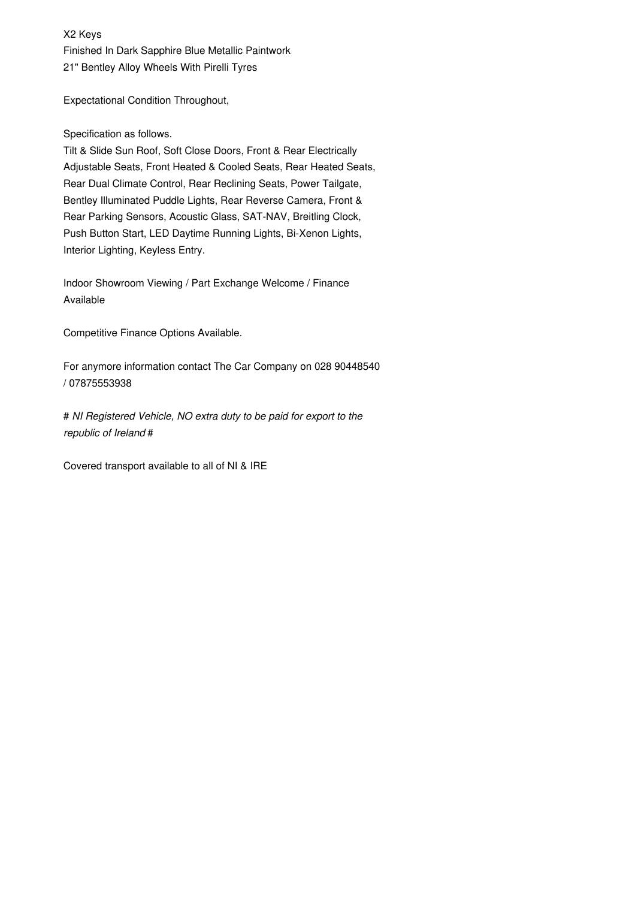X2 Keys
Finished In Dark Sapphire Blue Metallic Paintwork
21" Bentley Alloy Wheels With Pirelli Tyres

Expectational Condition Throughout,

Specification as follows.
Tilt & Slide Sun Roof, Soft Close Doors, Front & Rear Electrically Adjustable Seats, Front Heated & Cooled Seats, Rear Heated Seats, Rear Dual Climate Control, Rear Reclining Seats, Power Tailgate, Bentley Illuminated Puddle Lights, Rear Reverse Camera, Front & Rear Parking Sensors, Acoustic Glass, SAT-NAV, Breitling Clock, Push Button Start, LED Daytime Running Lights, Bi-Xenon Lights, Interior Lighting, Keyless Entry.

Indoor Showroom Viewing / Part Exchange Welcome / Finance Available

Competitive Finance Options Available.

For anymore information contact The Car Company on 028 90448540 / 07875553938

*# NI Registered Vehicle, NO extra duty to be paid for export to the republic of Ireland #*

Covered transport available to all of NI & IRE